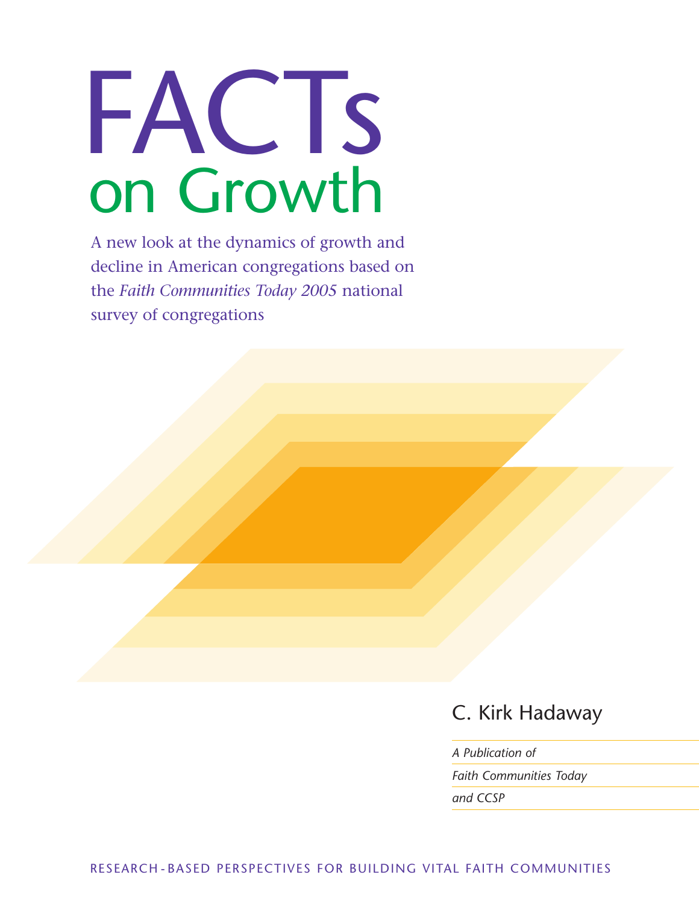# FACTs on Growth

A new look at the dynamics of growth and decline in American congregations based on the *Faith Communities Today 2005* national survey of congregations

C. Kirk Hadaway

*A Publication of*

*Faith Communities Today*

*and CCSP*

RESEARCH-BASED PERSPECTIVES FOR BUILDING VITAL FAITH COMMUNITIES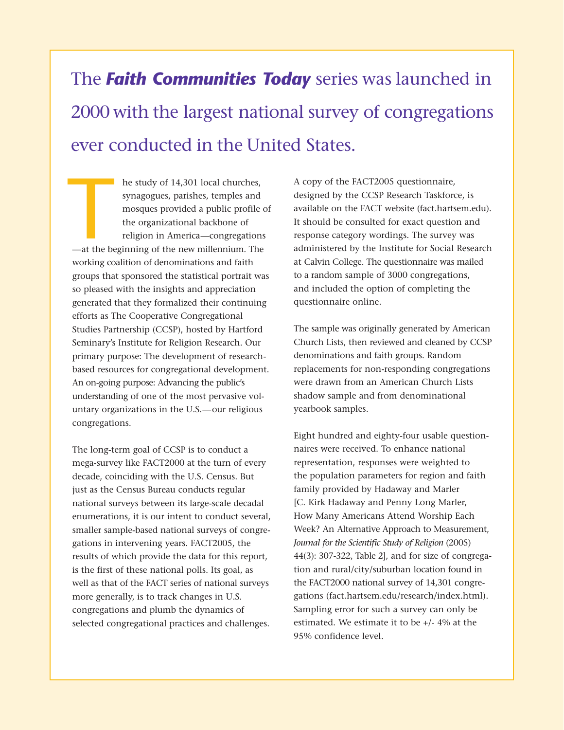# The *Faith Communities Today* series was launched in 2000 with the largest national survey of congregations ever conducted in the United States.

The study of 14,301 local churches, synagogues, parishes, temples and mosques provided a public profile of the organizational backbone of religion in America—congregations—at the beginning of the new millennium. The working coalition of denominations and faith groups that sponsored the statistical portrait was so pleased with the insights and appreciation generated that they formalized their continuing efforts as The Cooperative Congregational Studies Partnership (CCSP), hosted by Hartford Seminary's Institute for Religion Research. Our primary purpose: The development of research-based resources for congregational development. An on-going purpose: Advancing the public's understanding of one of the most pervasive voluntary organizations in the U.S.—our religious congregations.

The long-term goal of CCSP is to conduct a mega-survey like FACT2000 at the turn of every decade, coinciding with the U.S. Census. But just as the Census Bureau conducts regular national surveys between its large-scale decadal enumerations, it is our intent to conduct several, smaller sample-based national surveys of congregations in intervening years. FACT2005, the results of which provide the data for this report, is the first of these national polls. Its goal, as well as that of the FACT series of national surveys more generally, is to track changes in U.S. congregations and plumb the dynamics of selected congregational practices and challenges.

A copy of the FACT2005 questionnaire, designed by the CCSP Research Taskforce, is available on the FACT website (fact.hartsem.edu). It should be consulted for exact question and response category wordings. The survey was administered by the Institute for Social Research at Calvin College. The questionnaire was mailed to a random sample of 3000 congregations, and included the option of completing the questionnaire online.

The sample was originally generated by American Church Lists, then reviewed and cleaned by CCSP denominations and faith groups. Random replacements for non-responding congregations were drawn from an American Church Lists shadow sample and from denominational yearbook samples.

Eight hundred and eighty-four usable questionnaires were received. To enhance national representation, responses were weighted to the population parameters for region and faith family provided by Hadaway and Marler [C. Kirk Hadaway and Penny Long Marler, How Many Americans Attend Worship Each Week? An Alternative Approach to Measurement, *Journal for the Scientific Study of Religion* (2005) 44(3): 307-322, Table 2], and for size of congregation and rural/city/suburban location found in the FACT2000 national survey of 14,301 congregations (fact.hartsem.edu/research/index.html). Sampling error for such a survey can only be estimated. We estimate it to be +/- 4% at the 95% confidence level.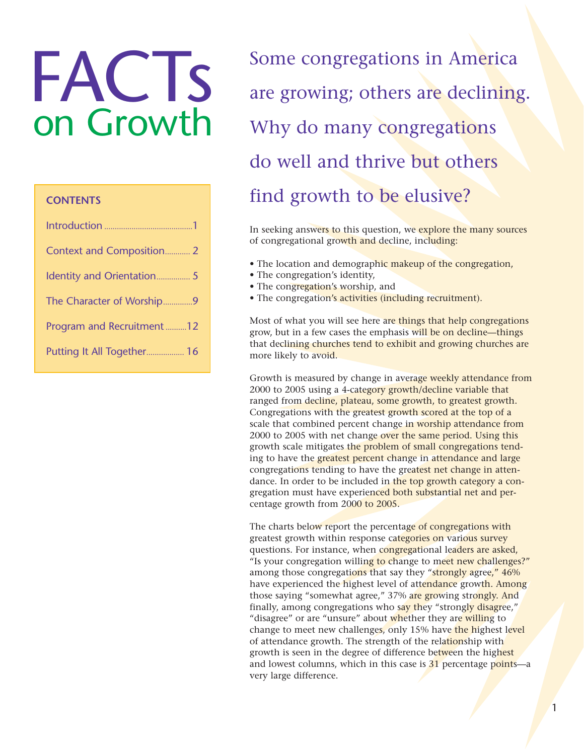# FACTs on Growth

**CONTENTS**

- Introduction .......... 1
- Context and Composition .......... 2
- Identity and Orientation .......... 5
- The Character of Worship .......... 9
- Program and Recruitment .......... 12
- Putting It All Together .......... 16

## Some congregations in America are growing; others are declining. Why do many congregations do well and thrive but others find growth to be elusive?

In seeking answers to this question, we explore the many sources of congregational growth and decline, including:

- The location and demographic makeup of the congregation,
- The congregation's identity,
- The congregation's worship, and
- The congregation's activities (including recruitment).

Most of what you will see here are things that help congregations grow, but in a few cases the emphasis will be on decline—things that declining churches tend to exhibit and growing churches are more likely to avoid.

Growth is measured by change in average weekly attendance from 2000 to 2005 using a 4-category growth/decline variable that ranged from decline, plateau, some growth, to greatest growth. Congregations with the greatest growth scored at the top of a scale that combined percent change in worship attendance from 2000 to 2005 with net change over the same period. Using this growth scale mitigates the problem of small congregations tending to have the greatest percent change in attendance and large congregations tending to have the greatest net change in attendance. In order to be included in the top growth category a congregation must have experienced both substantial net and percentage growth from 2000 to 2005.

The charts below report the percentage of congregations with greatest growth within response categories on various survey questions. For instance, when congregational leaders are asked, "Is your congregation willing to change to meet new challenges?" among those congregations that say they "strongly agree," 46% have experienced the highest level of attendance growth. Among those saying "somewhat agree," 37% are growing strongly. And finally, among congregations who say they "strongly disagree," "disagree" or are "unsure" about whether they are willing to change to meet new challenges, only 15% have the highest level of attendance growth. The strength of the relationship with growth is seen in the degree of difference between the highest and lowest columns, which in this case is 31 percentage points—a very large difference.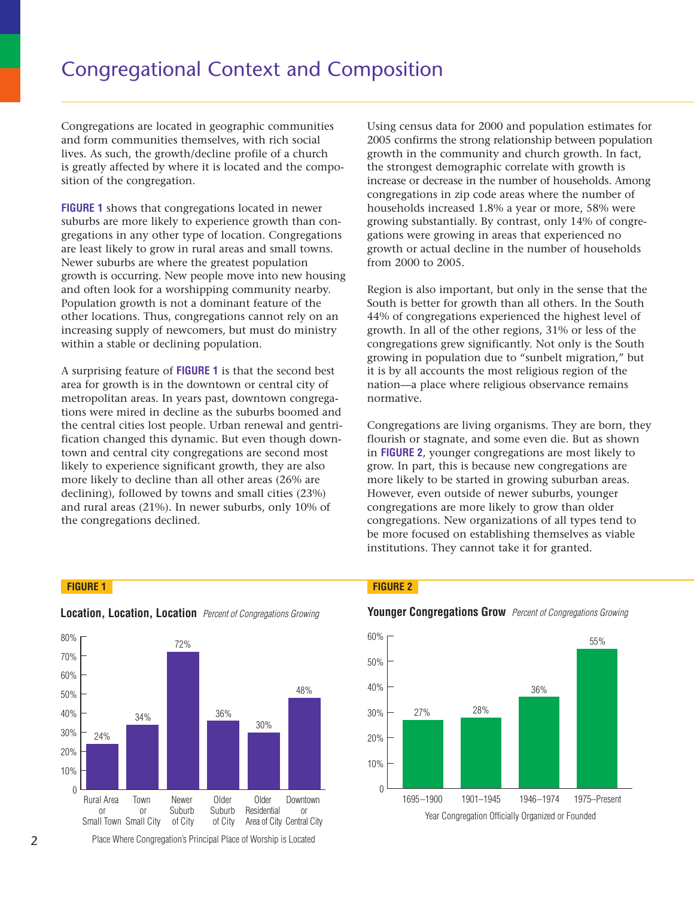# Congregational Context and Composition

Congregations are located in geographic communities and form communities themselves, with rich social lives. As such, the growth/decline profile of a church is greatly affected by where it is located and the composition of the congregation.

**FIGURE 1** shows that congregations located in newer suburbs are more likely to experience growth than congregations in any other type of location. Congregations are least likely to grow in rural areas and small towns. Newer suburbs are where the greatest population growth is occurring. New people move into new housing and often look for a worshipping community nearby. Population growth is not a dominant feature of the other locations. Thus, congregations cannot rely on an increasing supply of newcomers, but must do ministry within a stable or declining population.

A surprising feature of **FIGURE 1** is that the second best area for growth is in the downtown or central city of metropolitan areas. In years past, downtown congregations were mired in decline as the suburbs boomed and the central cities lost people. Urban renewal and gentrification changed this dynamic. But even though downtown and central city congregations are second most likely to experience significant growth, they are also more likely to decline than all other areas (26% are declining), followed by towns and small cities (23%) and rural areas (21%). In newer suburbs, only 10% of the congregations declined.

Using census data for 2000 and population estimates for 2005 confirms the strong relationship between population growth in the community and church growth. In fact, the strongest demographic correlate with growth is increase or decrease in the number of households. Among congregations in zip code areas where the number of households increased 1.8% a year or more, 58% were growing substantially. By contrast, only 14% of congregations were growing in areas that experienced no growth or actual decline in the number of households from 2000 to 2005.

Region is also important, but only in the sense that the South is better for growth than all others. In the South 44% of congregations experienced the highest level of growth. In all of the other regions, 31% or less of the congregations grew significantly. Not only is the South growing in population due to "sunbelt migration," but it is by all accounts the most religious region of the nation—a place where religious observance remains normative.

Congregations are living organisms. They are born, they flourish or stagnate, and some even die. But as shown in **FIGURE 2**, younger congregations are most likely to grow. In part, this is because new congregations are more likely to be started in growing suburban areas. However, even outside of newer suburbs, younger congregations are more likely to grow than older congregations. New organizations of all types tend to be more focused on establishing themselves as viable institutions. They cannot take it for granted.

**FIGURE 1**

**Location, Location, Location** *Percent of Congregations Growing*

| Place Where Congregation's Principal Place of Worship is Located | Percent of Congregations Growing |
|---|---|
| Rural Area or Small Town | 24% |
| Town or Small City | 34% |
| Newer Suburb of City | 72% |
| Older Suburb of City | 36% |
| Older Residential Area of City | 30% |
| Downtown or Central City | 48% |

**FIGURE 2**

**Younger Congregations Grow** *Percent of Congregations Growing*

| Year Congregation Officially Organized or Founded | Percent of Congregations Growing |
|---|---|
| 1695–1900 | 27% |
| 1901–1945 | 28% |
| 1946–1974 | 36% |
| 1975–Present | 55% |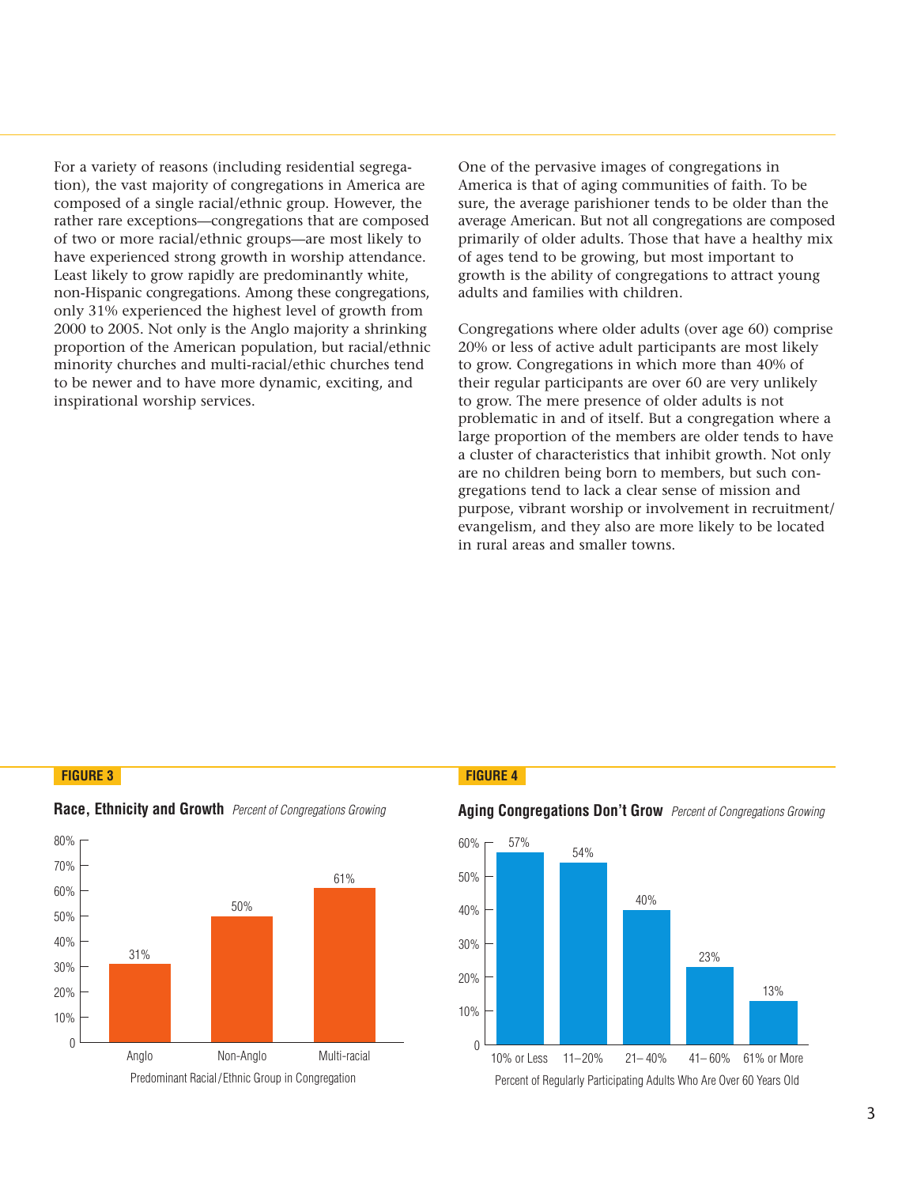For a variety of reasons (including residential segregation), the vast majority of congregations in America are composed of a single racial/ethnic group. However, the rather rare exceptions—congregations that are composed of two or more racial/ethnic groups—are most likely to have experienced strong growth in worship attendance. Least likely to grow rapidly are predominantly white, non-Hispanic congregations. Among these congregations, only 31% experienced the highest level of growth from 2000 to 2005. Not only is the Anglo majority a shrinking proportion of the American population, but racial/ethnic minority churches and multi-racial/ethic churches tend to be newer and to have more dynamic, exciting, and inspirational worship services.

One of the pervasive images of congregations in America is that of aging communities of faith. To be sure, the average parishioner tends to be older than the average American. But not all congregations are composed primarily of older adults. Those that have a healthy mix of ages tend to be growing, but most important to growth is the ability of congregations to attract young adults and families with children.

Congregations where older adults (over age 60) comprise 20% or less of active adult participants are most likely to grow. Congregations in which more than 40% of their regular participants are over 60 are very unlikely to grow. The mere presence of older adults is not problematic in and of itself. But a congregation where a large proportion of the members are older tends to have a cluster of characteristics that inhibit growth. Not only are no children being born to members, but such congregations tend to lack a clear sense of mission and purpose, vibrant worship or involvement in recruitment/evangelism, and they also are more likely to be located in rural areas and smaller towns.

**FIGURE 3**

**Race, Ethnicity and Growth** *Percent of Congregations Growing*

| Predominant Racial/Ethnic Group in Congregation | Percent of Congregations Growing |
|---|---|
| Anglo | 31% |
| Non-Anglo | 50% |
| Multi-racial | 61% |

**FIGURE 4**

**Aging Congregations Don't Grow** *Percent of Congregations Growing*

| Percent of Regularly Participating Adults Who Are Over 60 Years Old | Percent of Congregations Growing |
|---|---|
| 10% or Less | 57% |
| 11–20% | 54% |
| 21–40% | 40% |
| 41–60% | 23% |
| 61% or More | 13% |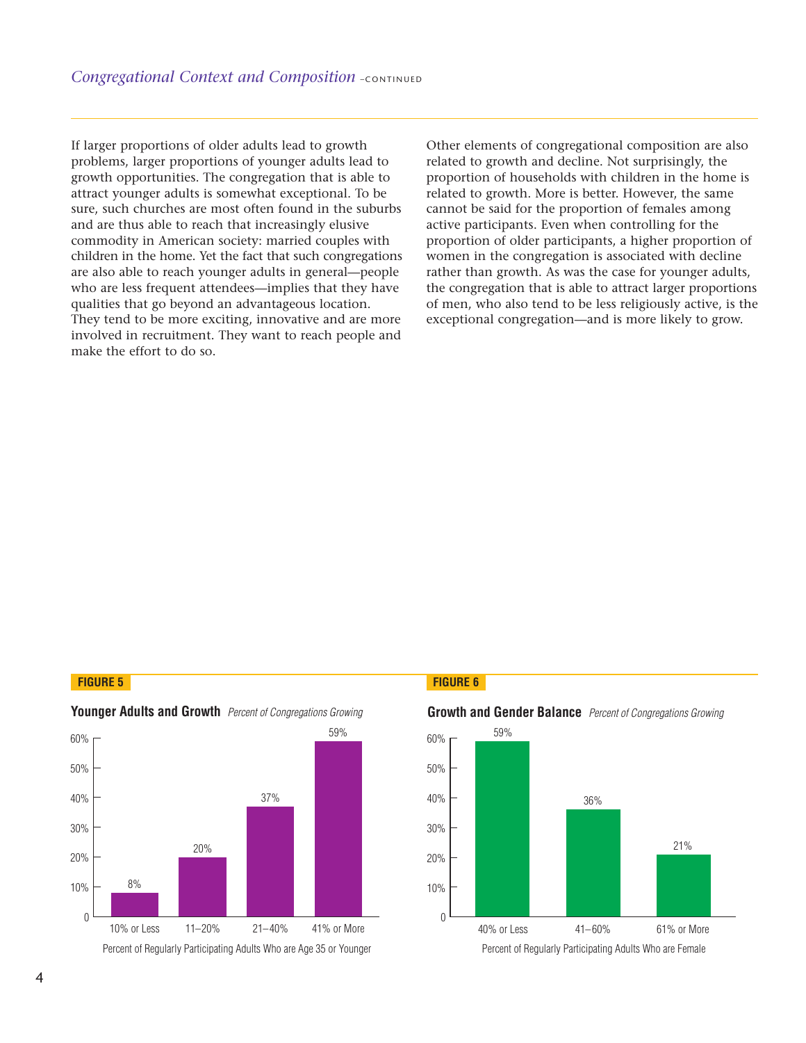*Congregational Context and Composition* –CONTINUED

If larger proportions of older adults lead to growth problems, larger proportions of younger adults lead to growth opportunities. The congregation that is able to attract younger adults is somewhat exceptional. To be sure, such churches are most often found in the suburbs and are thus able to reach that increasingly elusive commodity in American society: married couples with children in the home. Yet the fact that such congregations are also able to reach younger adults in general—people who are less frequent attendees—implies that they have qualities that go beyond an advantageous location. They tend to be more exciting, innovative and are more involved in recruitment. They want to reach people and make the effort to do so.

Other elements of congregational composition are also related to growth and decline. Not surprisingly, the proportion of households with children in the home is related to growth. More is better. However, the same cannot be said for the proportion of females among active participants. Even when controlling for the proportion of older participants, a higher proportion of women in the congregation is associated with decline rather than growth. As was the case for younger adults, the congregation that is able to attract larger proportions of men, who also tend to be less religiously active, is the exceptional congregation—and is more likely to grow.

**FIGURE 5**

**Younger Adults and Growth** *Percent of Congregations Growing*

| Percent of Regularly Participating Adults Who are Age 35 or Younger | Percent of Congregations Growing |
|---|---|
| 10% or Less | 8% |
| 11–20% | 20% |
| 21–40% | 37% |
| 41% or More | 59% |

**FIGURE 6**

**Growth and Gender Balance** *Percent of Congregations Growing*

| Percent of Regularly Participating Adults Who are Female | Percent of Congregations Growing |
|---|---|
| 40% or Less | 59% |
| 41–60% | 36% |
| 61% or More | 21% |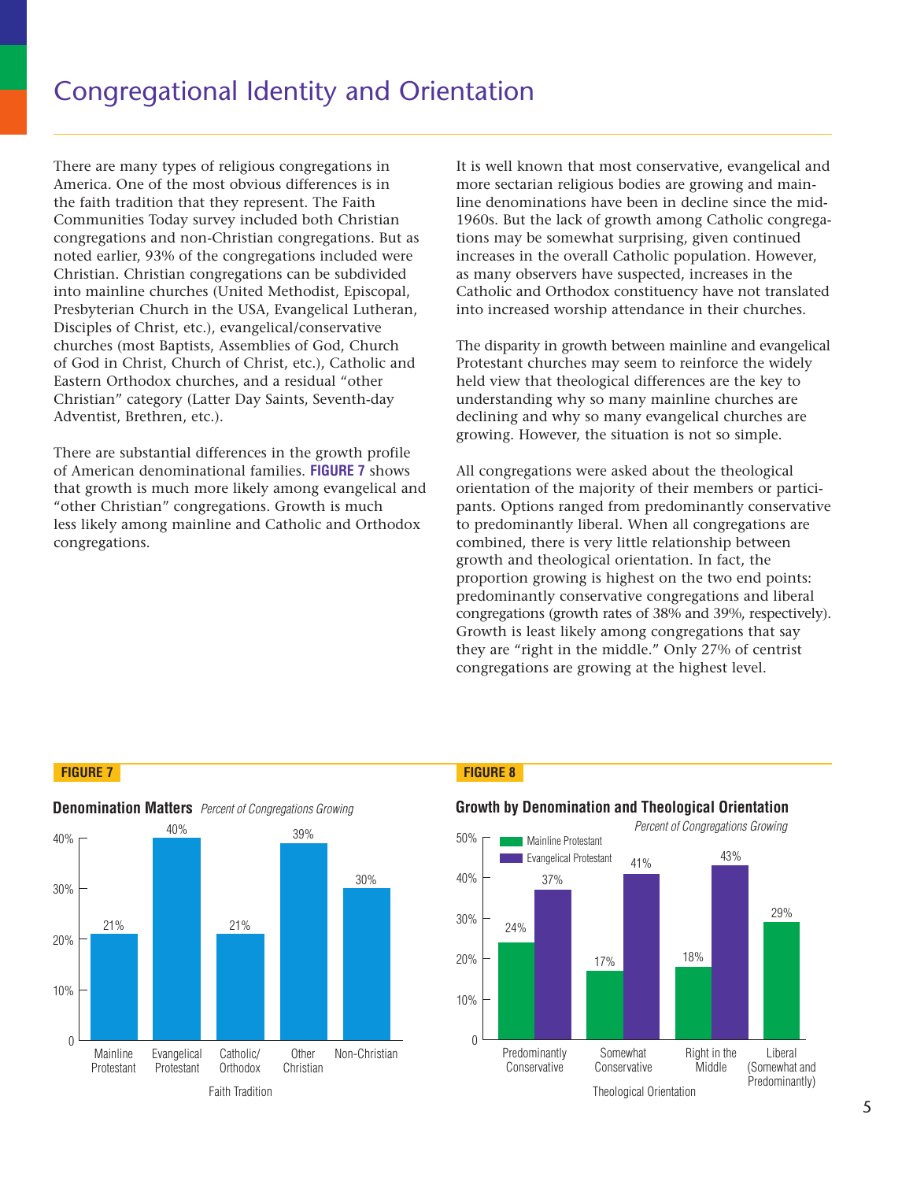# Congregational Identity and Orientation

There are many types of religious congregations in America. One of the most obvious differences is in the faith tradition that they represent. The Faith Communities Today survey included both Christian congregations and non-Christian congregations. But as noted earlier, 93% of the congregations included were Christian. Christian congregations can be subdivided into mainline churches (United Methodist, Episcopal, Presbyterian Church in the USA, Evangelical Lutheran, Disciples of Christ, etc.), evangelical/conservative churches (most Baptists, Assemblies of God, Church of God in Christ, Church of Christ, etc.), Catholic and Eastern Orthodox churches, and a residual "other Christian" category (Latter Day Saints, Seventh-day Adventist, Brethren, etc.).

There are substantial differences in the growth profile of American denominational families. **FIGURE 7** shows that growth is much more likely among evangelical and "other Christian" congregations. Growth is much less likely among mainline and Catholic and Orthodox congregations.

It is well known that most conservative, evangelical and more sectarian religious bodies are growing and mainline denominations have been in decline since the mid-1960s. But the lack of growth among Catholic congregations may be somewhat surprising, given continued increases in the overall Catholic population. However, as many observers have suspected, increases in the Catholic and Orthodox constituency have not translated into increased worship attendance in their churches.

The disparity in growth between mainline and evangelical Protestant churches may seem to reinforce the widely held view that theological differences are the key to understanding why so many mainline churches are declining and why so many evangelical churches are growing. However, the situation is not so simple.

All congregations were asked about the theological orientation of the majority of their members or participants. Options ranged from predominantly conservative to predominantly liberal. When all congregations are combined, there is very little relationship between growth and theological orientation. In fact, the proportion growing is highest on the two end points: predominantly conservative congregations and liberal congregations (growth rates of 38% and 39%, respectively). Growth is least likely among congregations that say they are "right in the middle." Only 27% of centrist congregations are growing at the highest level.

**FIGURE 7**

**Denomination Matters** *Percent of Congregations Growing*

| Faith Tradition | Percent of Congregations Growing |
|---|---|
| Mainline Protestant | 21% |
| Evangelical Protestant | 40% |
| Catholic/Orthodox | 21% |
| Other Christian | 39% |
| Non-Christian | 30% |

**FIGURE 8**

**Growth by Denomination and Theological Orientation** *Percent of Congregations Growing*

| Theological Orientation | Mainline Protestant | Evangelical Protestant |
|---|---|---|
| Predominantly Conservative | 24% | 37% |
| Somewhat Conservative | 17% | 41% |
| Right in the Middle | 18% | 43% |
| Liberal (Somewhat and Predominantly) | 29% | |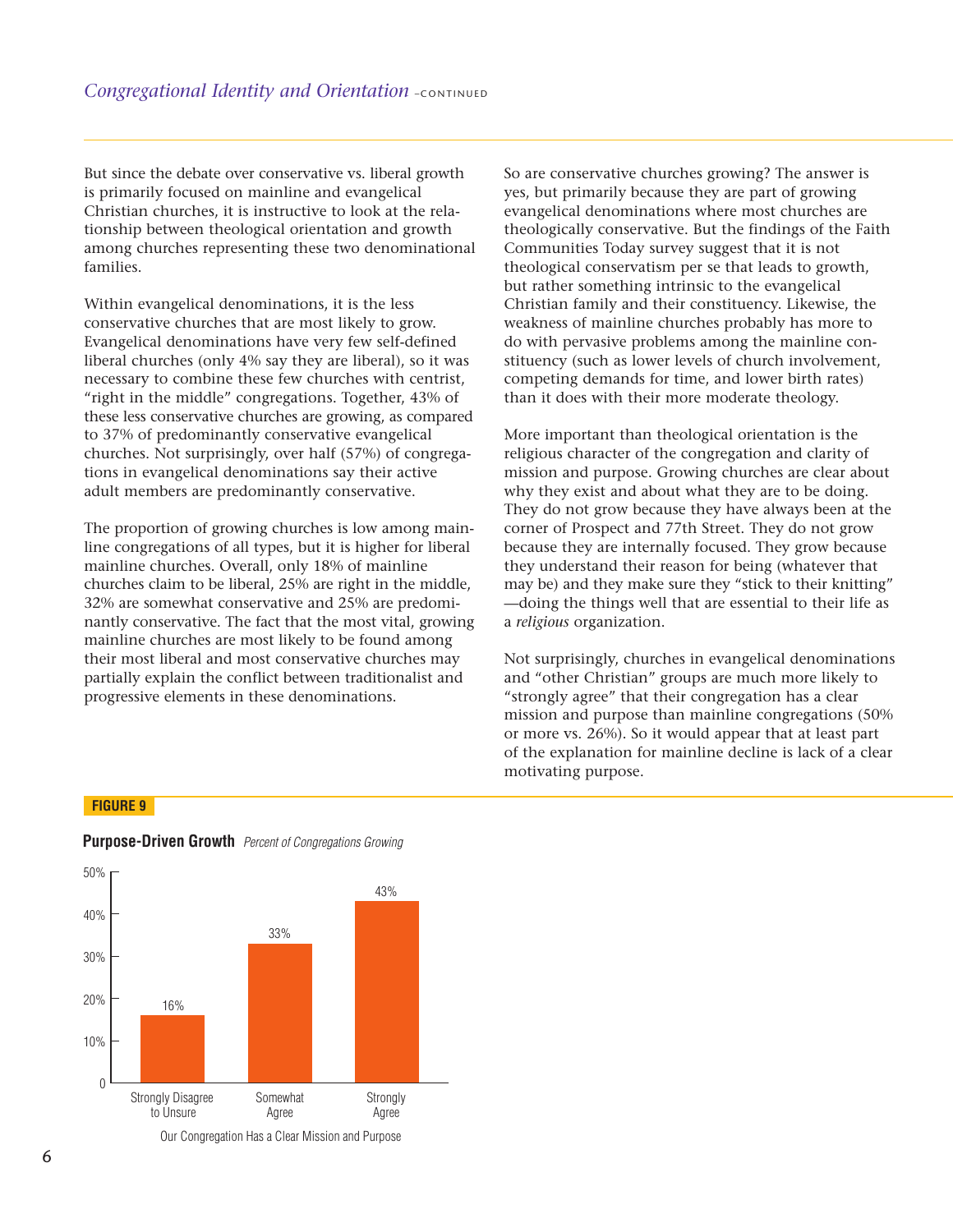## Congregational Identity and Orientation –continued

But since the debate over conservative vs. liberal growth is primarily focused on mainline and evangelical Christian churches, it is instructive to look at the relationship between theological orientation and growth among churches representing these two denominational families.

Within evangelical denominations, it is the less conservative churches that are most likely to grow. Evangelical denominations have very few self-defined liberal churches (only 4% say they are liberal), so it was necessary to combine these few churches with centrist, "right in the middle" congregations. Together, 43% of these less conservative churches are growing, as compared to 37% of predominantly conservative evangelical churches. Not surprisingly, over half (57%) of congregations in evangelical denominations say their active adult members are predominantly conservative.

The proportion of growing churches is low among mainline congregations of all types, but it is higher for liberal mainline churches. Overall, only 18% of mainline churches claim to be liberal, 25% are right in the middle, 32% are somewhat conservative and 25% are predominantly conservative. The fact that the most vital, growing mainline churches are most likely to be found among their most liberal and most conservative churches may partially explain the conflict between traditionalist and progressive elements in these denominations.

So are conservative churches growing? The answer is yes, but primarily because they are part of growing evangelical denominations where most churches are theologically conservative. But the findings of the Faith Communities Today survey suggest that it is not theological conservatism per se that leads to growth, but rather something intrinsic to the evangelical Christian family and their constituency. Likewise, the weakness of mainline churches probably has more to do with pervasive problems among the mainline constituency (such as lower levels of church involvement, competing demands for time, and lower birth rates) than it does with their more moderate theology.

More important than theological orientation is the religious character of the congregation and clarity of mission and purpose. Growing churches are clear about why they exist and about what they are to be doing. They do not grow because they have always been at the corner of Prospect and 77th Street. They do not grow because they are internally focused. They grow because they understand their reason for being (whatever that may be) and they make sure they "stick to their knitting"—doing the things well that are essential to their life as a *religious* organization.

Not surprisingly, churches in evangelical denominations and "other Christian" groups are much more likely to "strongly agree" that their congregation has a clear mission and purpose than mainline congregations (50% or more vs. 26%). So it would appear that at least part of the explanation for mainline decline is lack of a clear motivating purpose.

**FIGURE 9**

**Purpose-Driven Growth** *Percent of Congregations Growing*

| Our Congregation Has a Clear Mission and Purpose | Percent of Congregations Growing |
|---|---|
| Strongly Disagree to Unsure | 16% |
| Somewhat Agree | 33% |
| Strongly Agree | 43% |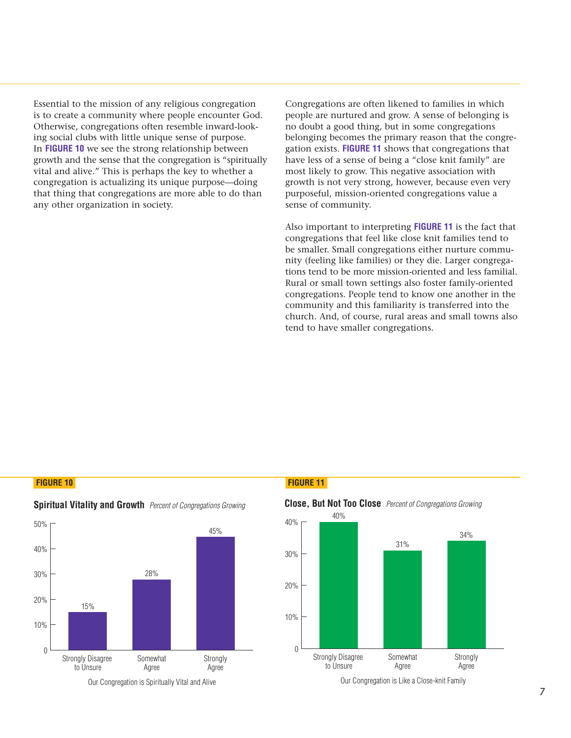Essential to the mission of any religious congregation is to create a community where people encounter God. Otherwise, congregations often resemble inward-looking social clubs with little unique sense of purpose. In **FIGURE 10** we see the strong relationship between growth and the sense that the congregation is "spiritually vital and alive." This is perhaps the key to whether a congregation is actualizing its unique purpose—doing that thing that congregations are more able to do than any other organization in society.

Congregations are often likened to families in which people are nurtured and grow. A sense of belonging is no doubt a good thing, but in some congregations belonging becomes the primary reason that the congregation exists. **FIGURE 11** shows that congregations that have less of a sense of being a "close knit family" are most likely to grow. This negative association with growth is not very strong, however, because even very purposeful, mission-oriented congregations value a sense of community.

Also important to interpreting **FIGURE 11** is the fact that congregations that feel like close knit families tend to be smaller. Small congregations either nurture community (feeling like families) or they die. Larger congregations tend to be more mission-oriented and less familial. Rural or small town settings also foster family-oriented congregations. People tend to know one another in the community and this familiarity is transferred into the church. And, of course, rural areas and small towns also tend to have smaller congregations.

**FIGURE 10**

**Spiritual Vitality and Growth** *Percent of Congregations Growing*

| Our Congregation is Spiritually Vital and Alive | Percent of Congregations Growing |
|---|---|
| Strongly Disagree to Unsure | 15% |
| Somewhat Agree | 28% |
| Strongly Agree | 45% |

**FIGURE 11**

**Close, But Not Too Close** *Percent of Congregations Growing*

| Our Congregation is Like a Close-knit Family | Percent of Congregations Growing |
|---|---|
| Strongly Disagree to Unsure | 40% |
| Somewhat Agree | 31% |
| Strongly Agree | 34% |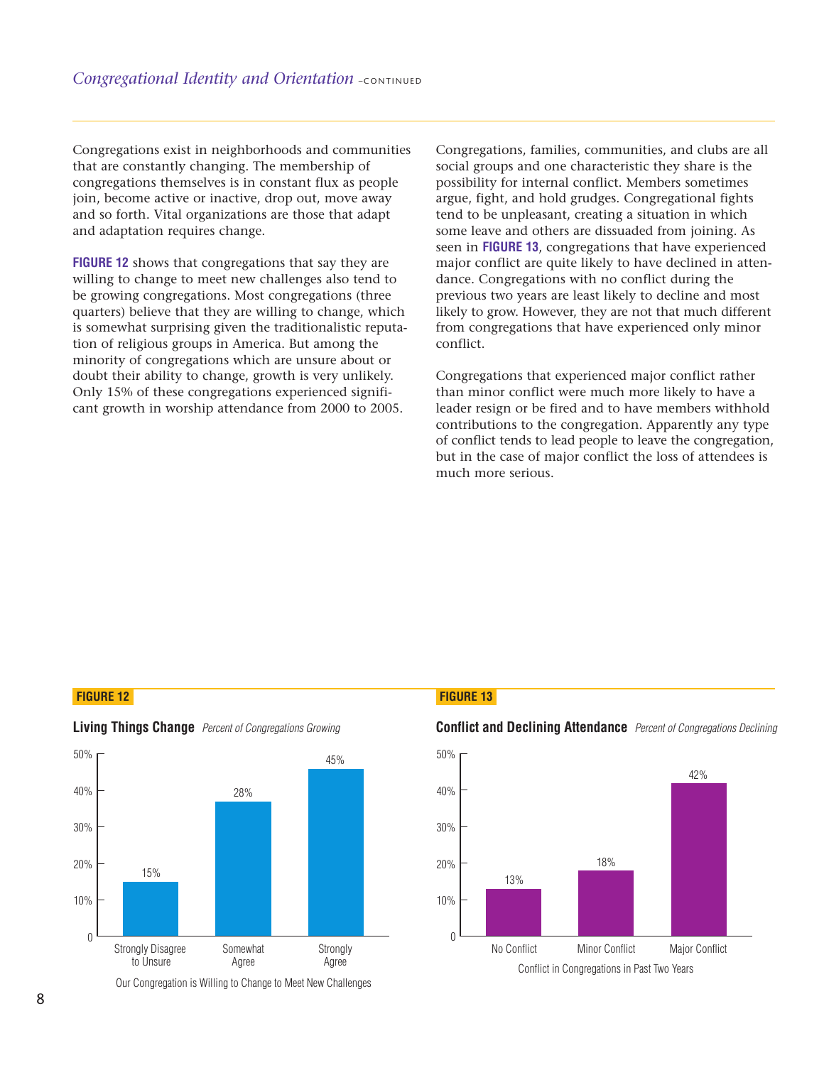Congregations exist in neighborhoods and communities that are constantly changing. The membership of congregations themselves is in constant flux as people join, become active or inactive, drop out, move away and so forth. Vital organizations are those that adapt and adaptation requires change.

**FIGURE 12** shows that congregations that say they are willing to change to meet new challenges also tend to be growing congregations. Most congregations (three quarters) believe that they are willing to change, which is somewhat surprising given the traditionalistic reputation of religious groups in America. But among the minority of congregations which are unsure about or doubt their ability to change, growth is very unlikely. Only 15% of these congregations experienced significant growth in worship attendance from 2000 to 2005.

Congregations, families, communities, and clubs are all social groups and one characteristic they share is the possibility for internal conflict. Members sometimes argue, fight, and hold grudges. Congregational fights tend to be unpleasant, creating a situation in which some leave and others are dissuaded from joining. As seen in **FIGURE 13**, congregations that have experienced major conflict are quite likely to have declined in attendance. Congregations with no conflict during the previous two years are least likely to decline and most likely to grow. However, they are not that much different from congregations that have experienced only minor conflict.

Congregations that experienced major conflict rather than minor conflict were much more likely to have a leader resign or be fired and to have members withhold contributions to the congregation. Apparently any type of conflict tends to lead people to leave the congregation, but in the case of major conflict the loss of attendees is much more serious.

**FIGURE 12**

**Living Things Change** *Percent of Congregations Growing*

| Our Congregation is Willing to Change to Meet New Challenges | Percent of Congregations Growing |
|---|---|
| Strongly Disagree to Unsure | 15% |
| Somewhat Agree | 28% |
| Strongly Agree | 45% |

**FIGURE 13**

**Conflict and Declining Attendance** *Percent of Congregations Declining*

| Conflict in Congregations in Past Two Years | Percent of Congregations Declining |
|---|---|
| No Conflict | 13% |
| Minor Conflict | 18% |
| Major Conflict | 42% |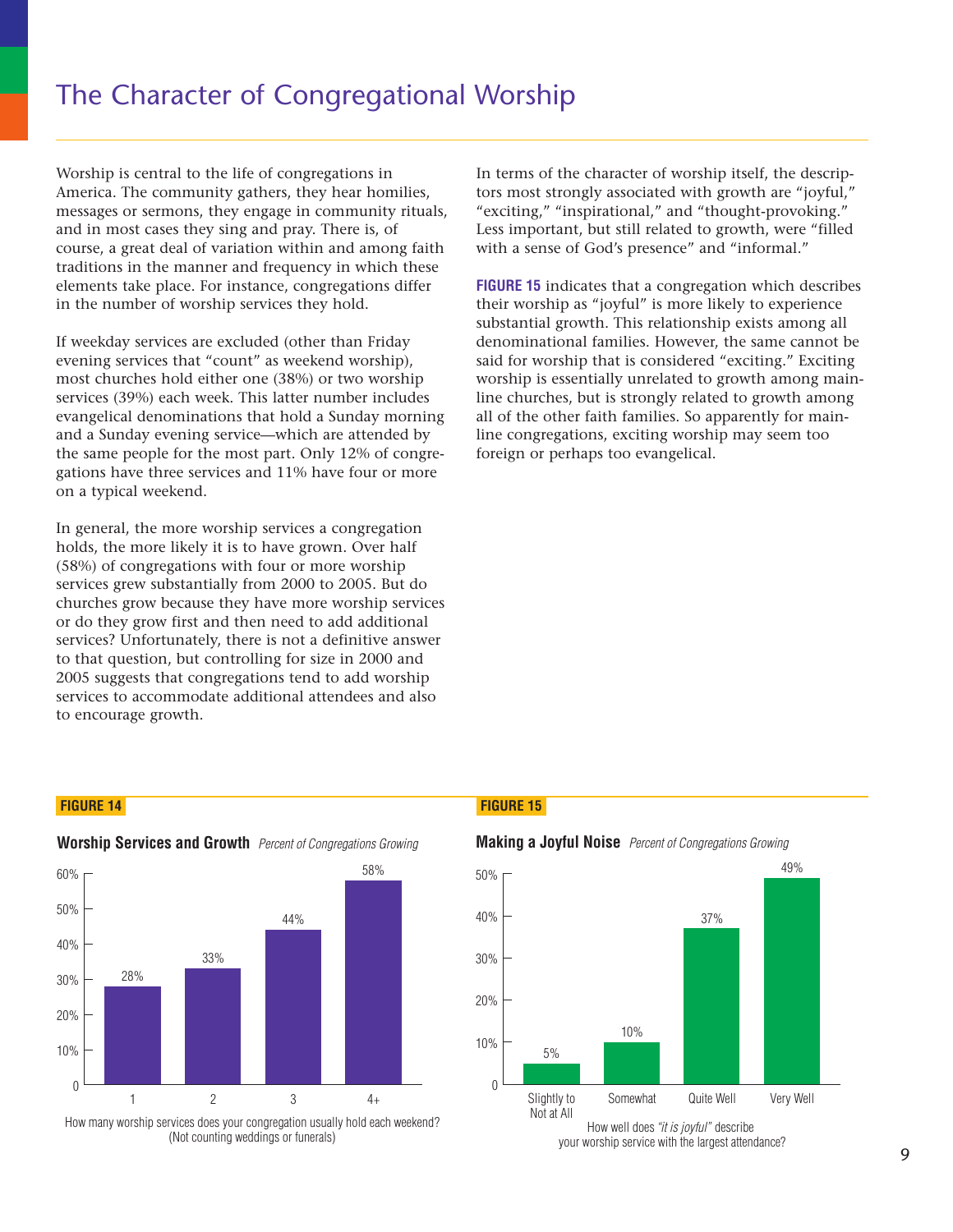# The Character of Congregational Worship

Worship is central to the life of congregations in America. The community gathers, they hear homilies, messages or sermons, they engage in community rituals, and in most cases they sing and pray. There is, of course, a great deal of variation within and among faith traditions in the manner and frequency in which these elements take place. For instance, congregations differ in the number of worship services they hold.

If weekday services are excluded (other than Friday evening services that "count" as weekend worship), most churches hold either one (38%) or two worship services (39%) each week. This latter number includes evangelical denominations that hold a Sunday morning and a Sunday evening service—which are attended by the same people for the most part. Only 12% of congregations have three services and 11% have four or more on a typical weekend.

In general, the more worship services a congregation holds, the more likely it is to have grown. Over half (58%) of congregations with four or more worship services grew substantially from 2000 to 2005. But do churches grow because they have more worship services or do they grow first and then need to add additional services? Unfortunately, there is not a definitive answer to that question, but controlling for size in 2000 and 2005 suggests that congregations tend to add worship services to accommodate additional attendees and also to encourage growth.

In terms of the character of worship itself, the descriptors most strongly associated with growth are "joyful," "exciting," "inspirational," and "thought-provoking." Less important, but still related to growth, were "filled with a sense of God's presence" and "informal."

**FIGURE 15** indicates that a congregation which describes their worship as "joyful" is more likely to experience substantial growth. This relationship exists among all denominational families. However, the same cannot be said for worship that is considered "exciting." Exciting worship is essentially unrelated to growth among mainline churches, but is strongly related to growth among all of the other faith families. So apparently for mainline congregations, exciting worship may seem too foreign or perhaps too evangelical.

**FIGURE 14**

**Worship Services and Growth** *Percent of Congregations Growing*

| How many worship services does your congregation usually hold each weekend? (Not counting weddings or funerals) | Percent of Congregations Growing |
|---|---|
| 1 | 28% |
| 2 | 33% |
| 3 | 44% |
| 4+ | 58% |

**FIGURE 15**

**Making a Joyful Noise** *Percent of Congregations Growing*

| How well does *"it is joyful"* describe your worship service with the largest attendance? | Percent of Congregations Growing |
|---|---|
| Slightly to Not at All | 5% |
| Somewhat | 10% |
| Quite Well | 37% |
| Very Well | 49% |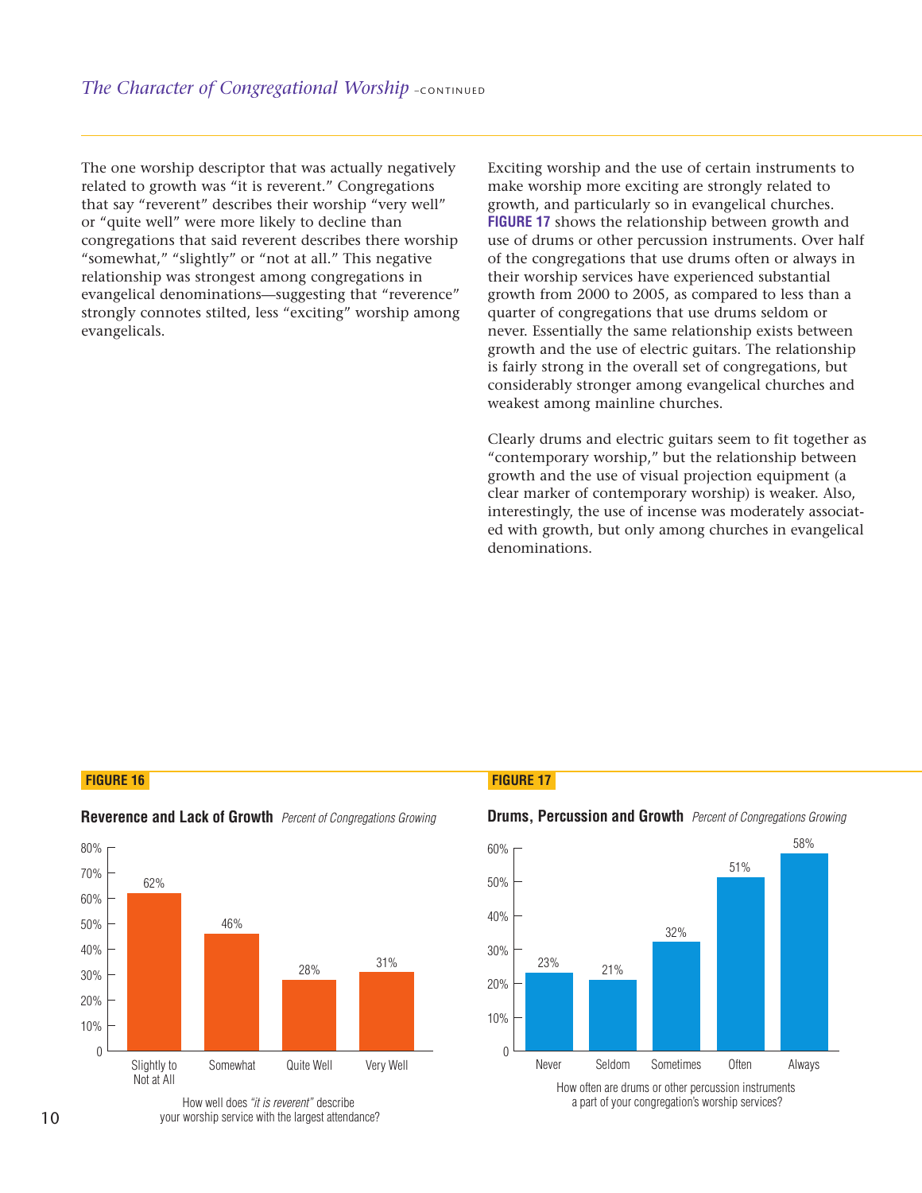The one worship descriptor that was actually negatively related to growth was "it is reverent." Congregations that say "reverent" describes their worship "very well" or "quite well" were more likely to decline than congregations that said reverent describes there worship "somewhat," "slightly" or "not at all." This negative relationship was strongest among congregations in evangelical denominations—suggesting that "reverence" strongly connotes stilted, less "exciting" worship among evangelicals.

Exciting worship and the use of certain instruments to make worship more exciting are strongly related to growth, and particularly so in evangelical churches. **FIGURE 17** shows the relationship between growth and use of drums or other percussion instruments. Over half of the congregations that use drums often or always in their worship services have experienced substantial growth from 2000 to 2005, as compared to less than a quarter of congregations that use drums seldom or never. Essentially the same relationship exists between growth and the use of electric guitars. The relationship is fairly strong in the overall set of congregations, but considerably stronger among evangelical churches and weakest among mainline churches.

Clearly drums and electric guitars seem to fit together as "contemporary worship," but the relationship between growth and the use of visual projection equipment (a clear marker of contemporary worship) is weaker. Also, interestingly, the use of incense was moderately associated with growth, but only among churches in evangelical denominations.

**FIGURE 16**

**Reverence and Lack of Growth** *Percent of Congregations Growing*

| How well does *"it is reverent"* describe your worship service with the largest attendance? | Percent of Congregations Growing |
|---|---|
| Slightly to Not at All | 62% |
| Somewhat | 46% |
| Quite Well | 28% |
| Very Well | 31% |

**FIGURE 17**

**Drums, Percussion and Growth** *Percent of Congregations Growing*

| How often are drums or other percussion instruments a part of your congregation's worship services? | Percent of Congregations Growing |
|---|---|
| Never | 23% |
| Seldom | 21% |
| Sometimes | 32% |
| Often | 51% |
| Always | 58% |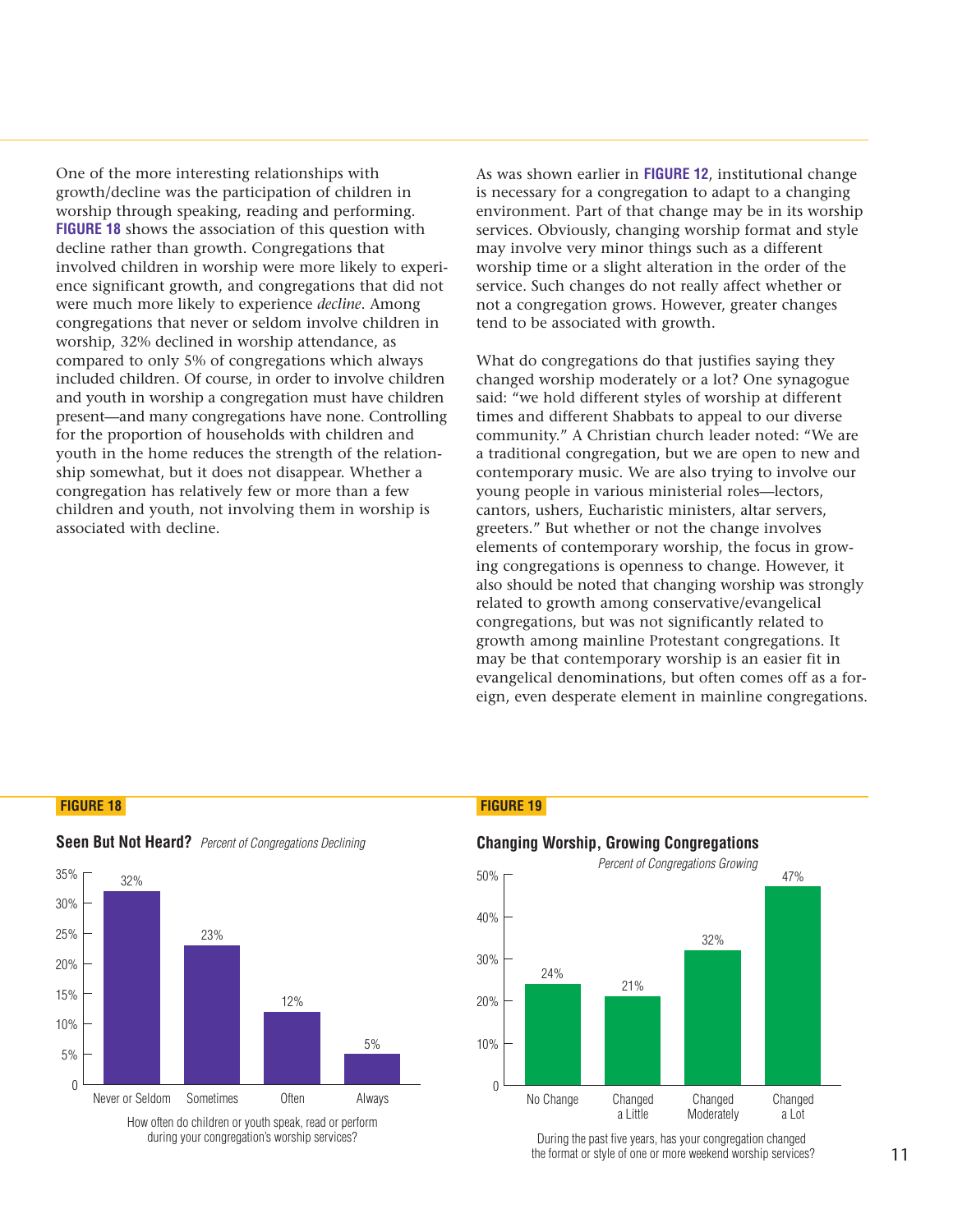One of the more interesting relationships with growth/decline was the participation of children in worship through speaking, reading and performing. **FIGURE 18** shows the association of this question with decline rather than growth. Congregations that involved children in worship were more likely to experience significant growth, and congregations that did not were much more likely to experience *decline*. Among congregations that never or seldom involve children in worship, 32% declined in worship attendance, as compared to only 5% of congregations which always included children. Of course, in order to involve children and youth in worship a congregation must have children present—and many congregations have none. Controlling for the proportion of households with children and youth in the home reduces the strength of the relationship somewhat, but it does not disappear. Whether a congregation has relatively few or more than a few children and youth, not involving them in worship is associated with decline.

As was shown earlier in **FIGURE 12**, institutional change is necessary for a congregation to adapt to a changing environment. Part of that change may be in its worship services. Obviously, changing worship format and style may involve very minor things such as a different worship time or a slight alteration in the order of the service. Such changes do not really affect whether or not a congregation grows. However, greater changes tend to be associated with growth.

What do congregations do that justifies saying they changed worship moderately or a lot? One synagogue said: "we hold different styles of worship at different times and different Shabbats to appeal to our diverse community." A Christian church leader noted: "We are a traditional congregation, but we are open to new and contemporary music. We are also trying to involve our young people in various ministerial roles—lectors, cantors, ushers, Eucharistic ministers, altar servers, greeters." But whether or not the change involves elements of contemporary worship, the focus in growing congregations is openness to change. However, it also should be noted that changing worship was strongly related to growth among conservative/evangelical congregations, but was not significantly related to growth among mainline Protestant congregations. It may be that contemporary worship is an easier fit in evangelical denominations, but often comes off as a foreign, even desperate element in mainline congregations.

**FIGURE 18**

**Seen But Not Heard?** *Percent of Congregations Declining*

| How often do children or youth speak, read or perform during your congregation's worship services? | Percent of Congregations Declining |
|---|---|
| Never or Seldom | 32% |
| Sometimes | 23% |
| Often | 12% |
| Always | 5% |

**FIGURE 19**

**Changing Worship, Growing Congregations**

*Percent of Congregations Growing*

| During the past five years, has your congregation changed the format or style of one or more weekend worship services? | Percent of Congregations Growing |
|---|---|
| No Change | 24% |
| Changed a Little | 21% |
| Changed Moderately | 32% |
| Changed a Lot | 47% |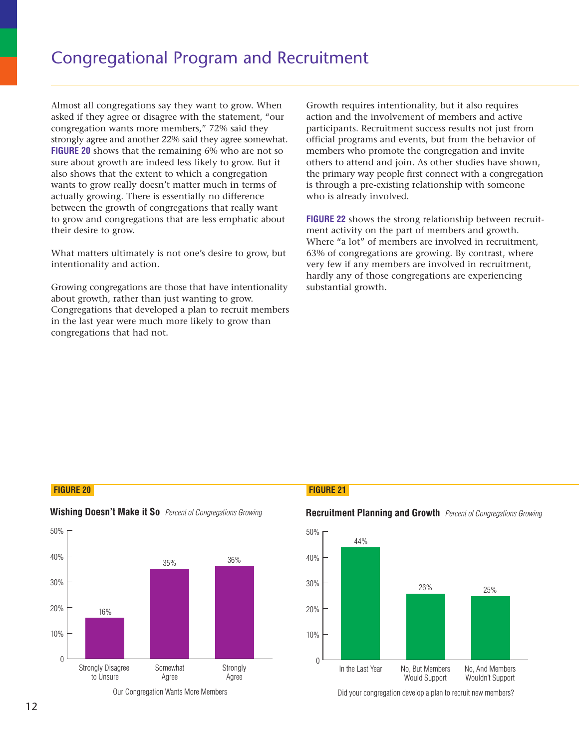# Congregational Program and Recruitment

Almost all congregations say they want to grow. When asked if they agree or disagree with the statement, "our congregation wants more members," 72% said they strongly agree and another 22% said they agree somewhat. **FIGURE 20** shows that the remaining 6% who are not so sure about growth are indeed less likely to grow. But it also shows that the extent to which a congregation wants to grow really doesn't matter much in terms of actually growing. There is essentially no difference between the growth of congregations that really want to grow and congregations that are less emphatic about their desire to grow.

What matters ultimately is not one's desire to grow, but intentionality and action.

Growing congregations are those that have intentionality about growth, rather than just wanting to grow. Congregations that developed a plan to recruit members in the last year were much more likely to grow than congregations that had not.

Growth requires intentionality, but it also requires action and the involvement of members and active participants. Recruitment success results not just from official programs and events, but from the behavior of members who promote the congregation and invite others to attend and join. As other studies have shown, the primary way people first connect with a congregation is through a pre-existing relationship with someone who is already involved.

**FIGURE 22** shows the strong relationship between recruitment activity on the part of members and growth. Where "a lot" of members are involved in recruitment, 63% of congregations are growing. By contrast, where very few if any members are involved in recruitment, hardly any of those congregations are experiencing substantial growth.

**FIGURE 20**

**Wishing Doesn't Make it So** *Percent of Congregations Growing*

| Our Congregation Wants More Members | Percent of Congregations Growing |
|---|---|
| Strongly Disagree to Unsure | 16% |
| Somewhat Agree | 35% |
| Strongly Agree | 36% |

**FIGURE 21**

**Recruitment Planning and Growth** *Percent of Congregations Growing*

| Did your congregation develop a plan to recruit new members? | Percent of Congregations Growing |
|---|---|
| In the Last Year | 44% |
| No, But Members Would Support | 26% |
| No, And Members Wouldn't Support | 25% |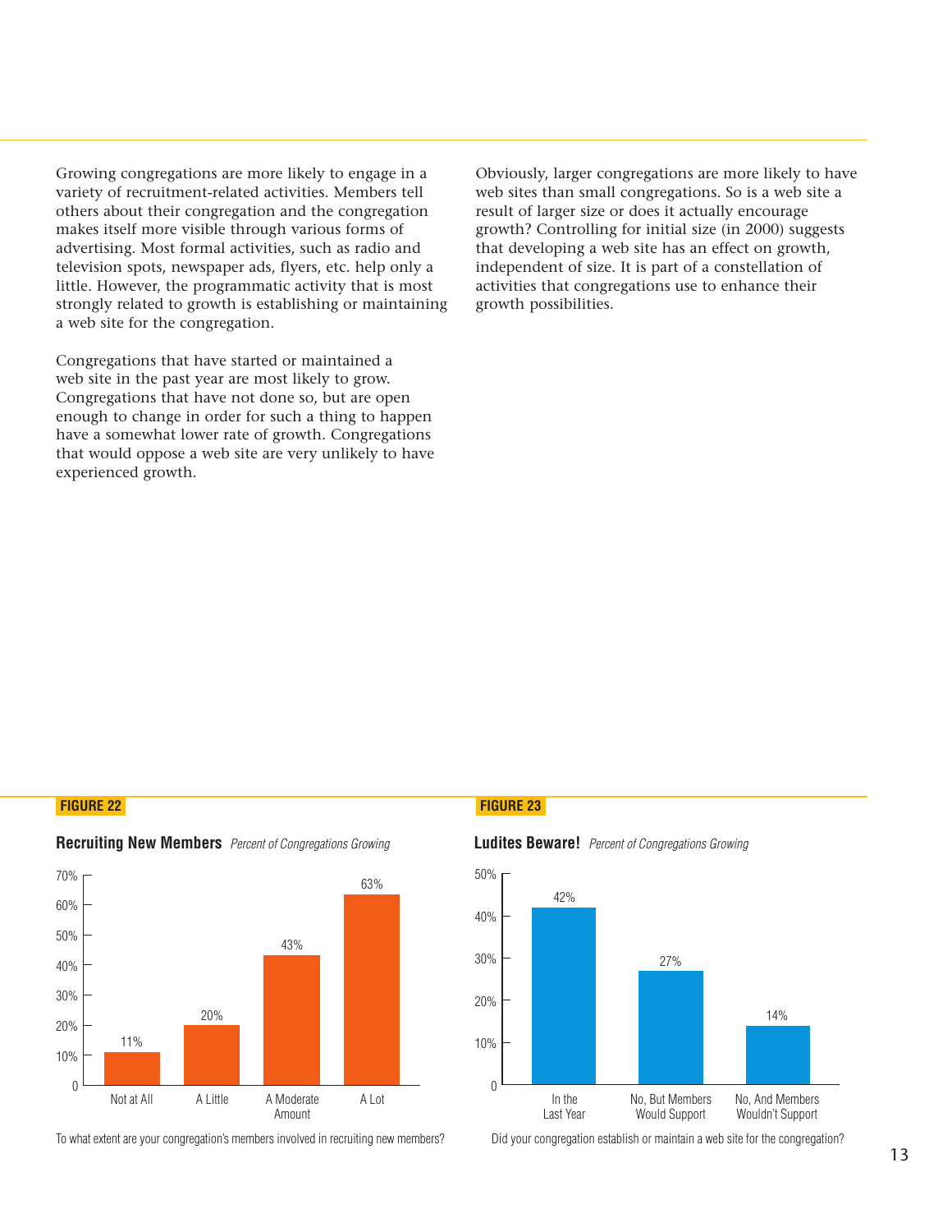Growing congregations are more likely to engage in a variety of recruitment-related activities. Members tell others about their congregation and the congregation makes itself more visible through various forms of advertising. Most formal activities, such as radio and television spots, newspaper ads, flyers, etc. help only a little. However, the programmatic activity that is most strongly related to growth is establishing or maintaining a web site for the congregation.

Congregations that have started or maintained a web site in the past year are most likely to grow. Congregations that have not done so, but are open enough to change in order for such a thing to happen have a somewhat lower rate of growth. Congregations that would oppose a web site are very unlikely to have experienced growth.

Obviously, larger congregations are more likely to have web sites than small congregations. So is a web site a result of larger size or does it actually encourage growth? Controlling for initial size (in 2000) suggests that developing a web site has an effect on growth, independent of size. It is part of a constellation of activities that congregations use to enhance their growth possibilities.

**FIGURE 22**

**Recruiting New Members** *Percent of Congregations Growing*

| Response | Percent Growing |
|---|---|
| Not at All | 11% |
| A Little | 20% |
| A Moderate Amount | 43% |
| A Lot | 63% |

To what extent are your congregation's members involved in recruiting new members?

**FIGURE 23**

**Ludites Beware!** *Percent of Congregations Growing*

| Response | Percent Growing |
|---|---|
| In the Last Year | 42% |
| No, But Members Would Support | 27% |
| No, And Members Wouldn't Support | 14% |

Did your congregation establish or maintain a web site for the congregation?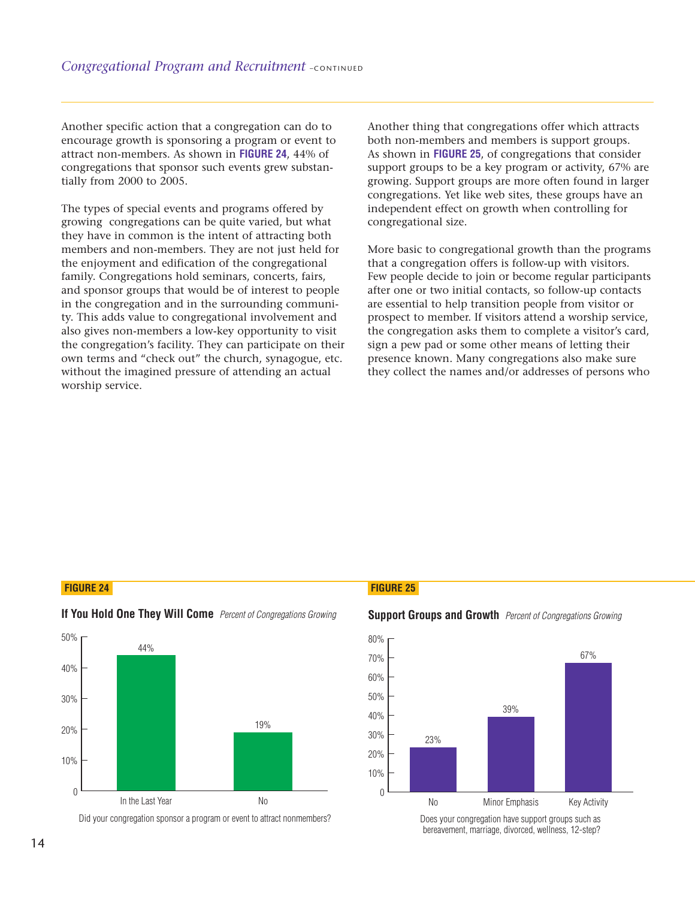Another specific action that a congregation can do to encourage growth is sponsoring a program or event to attract non-members. As shown in **FIGURE 24**, 44% of congregations that sponsor such events grew substantially from 2000 to 2005.

The types of special events and programs offered by growing congregations can be quite varied, but what they have in common is the intent of attracting both members and non-members. They are not just held for the enjoyment and edification of the congregational family. Congregations hold seminars, concerts, fairs, and sponsor groups that would be of interest to people in the congregation and in the surrounding community. This adds value to congregational involvement and also gives non-members a low-key opportunity to visit the congregation's facility. They can participate on their own terms and "check out" the church, synagogue, etc. without the imagined pressure of attending an actual worship service.

Another thing that congregations offer which attracts both non-members and members is support groups. As shown in **FIGURE 25**, of congregations that consider support groups to be a key program or activity, 67% are growing. Support groups are more often found in larger congregations. Yet like web sites, these groups have an independent effect on growth when controlling for congregational size.

More basic to congregational growth than the programs that a congregation offers is follow-up with visitors. Few people decide to join or become regular participants after one or two initial contacts, so follow-up contacts are essential to help transition people from visitor or prospect to member. If visitors attend a worship service, the congregation asks them to complete a visitor's card, sign a pew pad or some other means of letting their presence known. Many congregations also make sure they collect the names and/or addresses of persons who

**FIGURE 24**

**If You Hold One They Will Come** *Percent of Congregations Growing*

| Did your congregation sponsor a program or event to attract nonmembers? | Percent of Congregations Growing |
|---|---|
| In the Last Year | 44% |
| No | 19% |

**FIGURE 25**

**Support Groups and Growth** *Percent of Congregations Growing*

| Does your congregation have support groups such as bereavement, marriage, divorced, wellness, 12-step? | Percent of Congregations Growing |
|---|---|
| No | 23% |
| Minor Emphasis | 39% |
| Key Activity | 67% |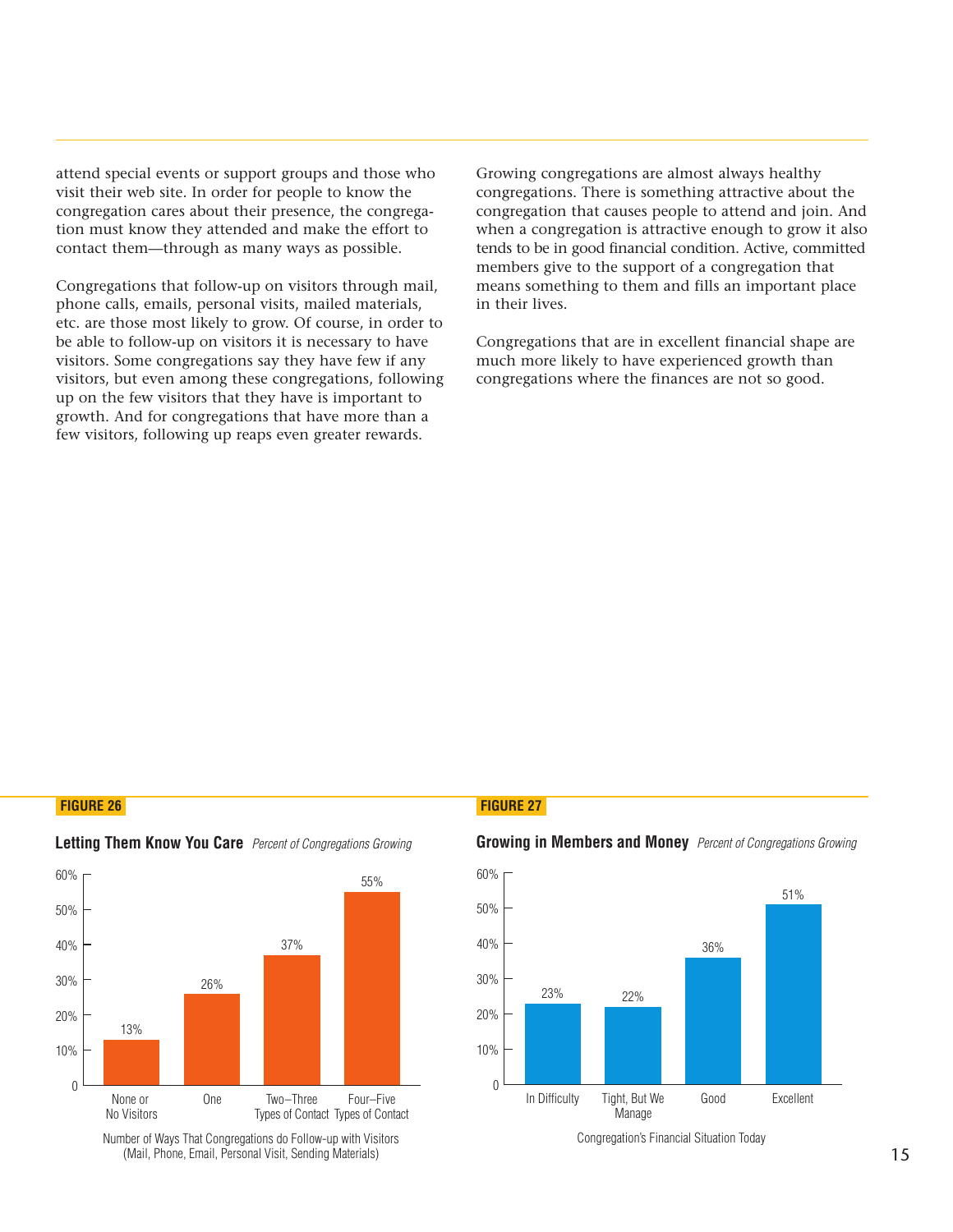attend special events or support groups and those who visit their web site. In order for people to know the congregation cares about their presence, the congregation must know they attended and make the effort to contact them—through as many ways as possible.

Congregations that follow-up on visitors through mail, phone calls, emails, personal visits, mailed materials, etc. are those most likely to grow. Of course, in order to be able to follow-up on visitors it is necessary to have visitors. Some congregations say they have few if any visitors, but even among these congregations, following up on the few visitors that they have is important to growth. And for congregations that have more than a few visitors, following up reaps even greater rewards.

Growing congregations are almost always healthy congregations. There is something attractive about the congregation that causes people to attend and join. And when a congregation is attractive enough to grow it also tends to be in good financial condition. Active, committed members give to the support of a congregation that means something to them and fills an important place in their lives.

Congregations that are in excellent financial shape are much more likely to have experienced growth than congregations where the finances are not so good.

**FIGURE 26**

**Letting Them Know You Care** *Percent of Congregations Growing*

| Number of Ways That Congregations do Follow-up with Visitors (Mail, Phone, Email, Personal Visit, Sending Materials) | Percent of Congregations Growing |
|---|---|
| None or No Visitors | 13% |
| One | 26% |
| Two–Three Types of Contact | 37% |
| Four–Five Types of Contact | 55% |

**FIGURE 27**

**Growing in Members and Money** *Percent of Congregations Growing*

| Congregation's Financial Situation Today | Percent of Congregations Growing |
|---|---|
| In Difficulty | 23% |
| Tight, But We Manage | 22% |
| Good | 36% |
| Excellent | 51% |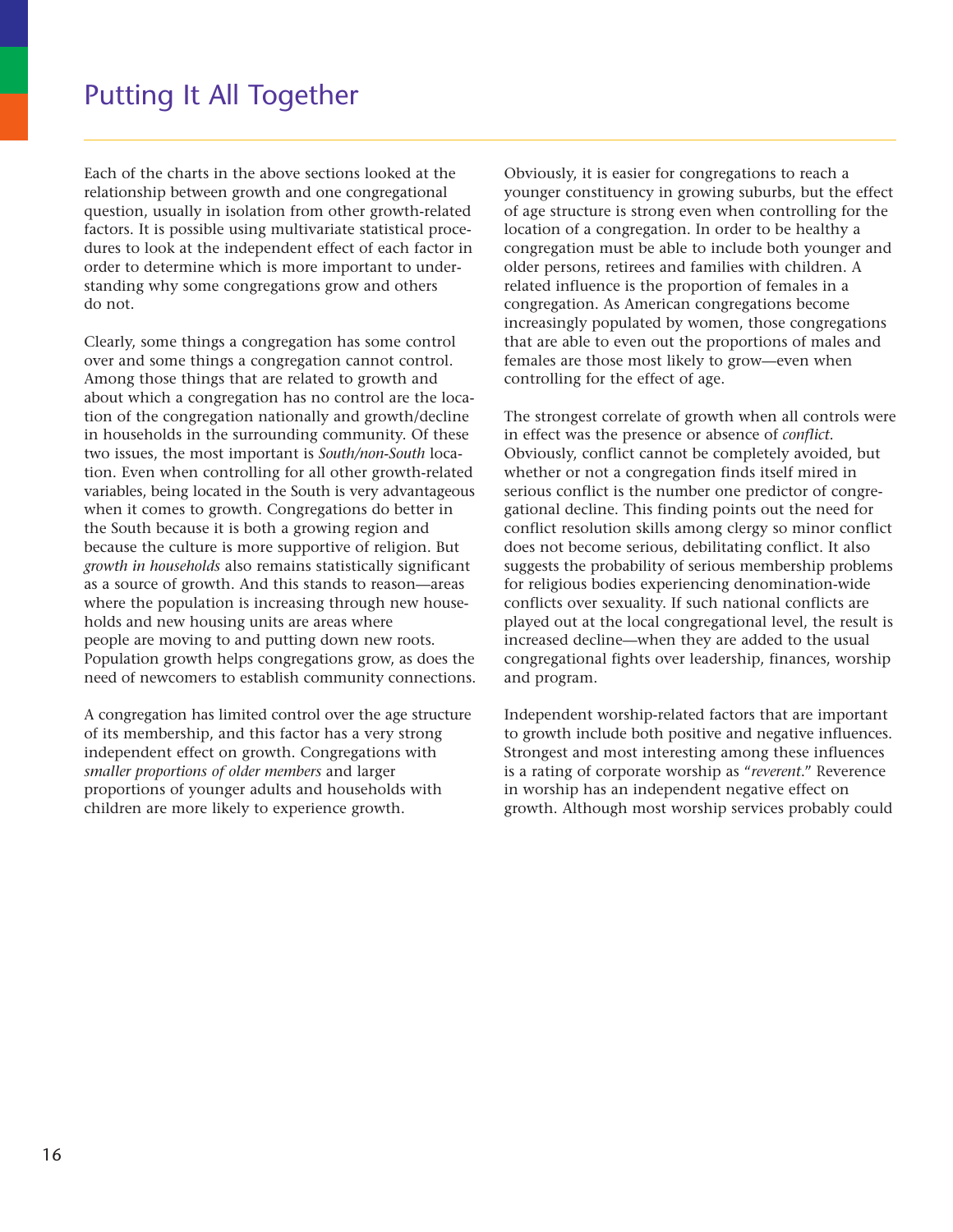# Putting It All Together

Each of the charts in the above sections looked at the relationship between growth and one congregational question, usually in isolation from other growth-related factors. It is possible using multivariate statistical procedures to look at the independent effect of each factor in order to determine which is more important to understanding why some congregations grow and others do not.

Clearly, some things a congregation has some control over and some things a congregation cannot control. Among those things that are related to growth and about which a congregation has no control are the location of the congregation nationally and growth/decline in households in the surrounding community. Of these two issues, the most important is *South/non-South* location. Even when controlling for all other growth-related variables, being located in the South is very advantageous when it comes to growth. Congregations do better in the South because it is both a growing region and because the culture is more supportive of religion. But *growth in households* also remains statistically significant as a source of growth. And this stands to reason—areas where the population is increasing through new households and new housing units are areas where people are moving to and putting down new roots. Population growth helps congregations grow, as does the need of newcomers to establish community connections.

A congregation has limited control over the age structure of its membership, and this factor has a very strong independent effect on growth. Congregations with *smaller proportions of older members* and larger proportions of younger adults and households with children are more likely to experience growth.

Obviously, it is easier for congregations to reach a younger constituency in growing suburbs, but the effect of age structure is strong even when controlling for the location of a congregation. In order to be healthy a congregation must be able to include both younger and older persons, retirees and families with children. A related influence is the proportion of females in a congregation. As American congregations become increasingly populated by women, those congregations that are able to even out the proportions of males and females are those most likely to grow—even when controlling for the effect of age.

The strongest correlate of growth when all controls were in effect was the presence or absence of *conflict*. Obviously, conflict cannot be completely avoided, but whether or not a congregation finds itself mired in serious conflict is the number one predictor of congregational decline. This finding points out the need for conflict resolution skills among clergy so minor conflict does not become serious, debilitating conflict. It also suggests the probability of serious membership problems for religious bodies experiencing denomination-wide conflicts over sexuality. If such national conflicts are played out at the local congregational level, the result is increased decline—when they are added to the usual congregational fights over leadership, finances, worship and program.

Independent worship-related factors that are important to growth include both positive and negative influences. Strongest and most interesting among these influences is a rating of corporate worship as "*reverent*." Reverence in worship has an independent negative effect on growth. Although most worship services probably could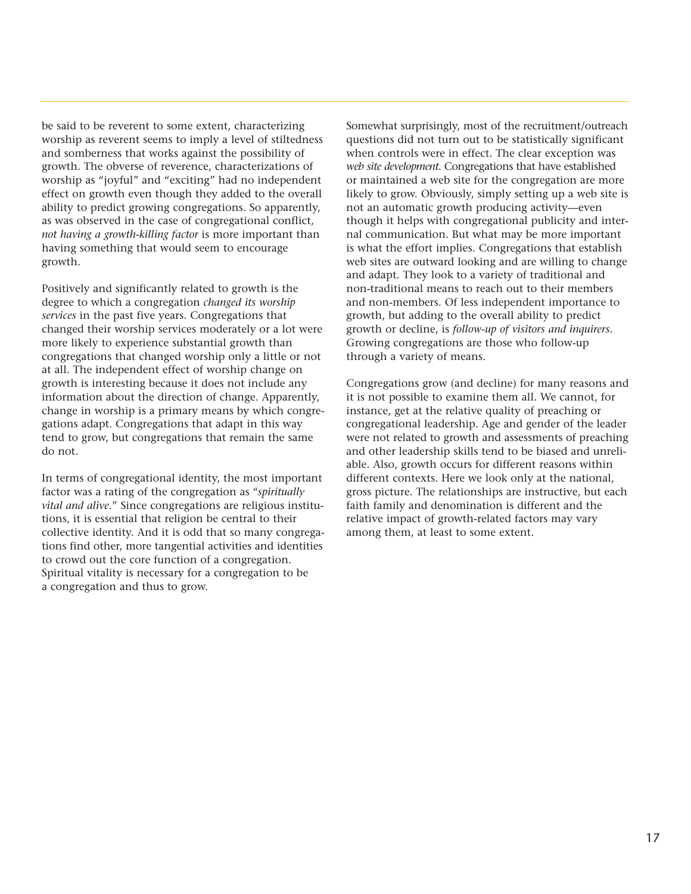be said to be reverent to some extent, characterizing worship as reverent seems to imply a level of stiltedness and somberness that works against the possibility of growth. The obverse of reverence, characterizations of worship as "joyful" and "exciting" had no independent effect on growth even though they added to the overall ability to predict growing congregations. So apparently, as was observed in the case of congregational conflict, *not having a growth-killing factor* is more important than having something that would seem to encourage growth.

Positively and significantly related to growth is the degree to which a congregation *changed its worship services* in the past five years. Congregations that changed their worship services moderately or a lot were more likely to experience substantial growth than congregations that changed worship only a little or not at all. The independent effect of worship change on growth is interesting because it does not include any information about the direction of change. Apparently, change in worship is a primary means by which congregations adapt. Congregations that adapt in this way tend to grow, but congregations that remain the same do not.

In terms of congregational identity, the most important factor was a rating of the congregation as "*spiritually vital and alive*." Since congregations are religious institutions, it is essential that religion be central to their collective identity. And it is odd that so many congregations find other, more tangential activities and identities to crowd out the core function of a congregation. Spiritual vitality is necessary for a congregation to be a congregation and thus to grow.

Somewhat surprisingly, most of the recruitment/outreach questions did not turn out to be statistically significant when controls were in effect. The clear exception was *web site development*. Congregations that have established or maintained a web site for the congregation are more likely to grow. Obviously, simply setting up a web site is not an automatic growth producing activity—even though it helps with congregational publicity and internal communication. But what may be more important is what the effort implies. Congregations that establish web sites are outward looking and are willing to change and adapt. They look to a variety of traditional and non-traditional means to reach out to their members and non-members. Of less independent importance to growth, but adding to the overall ability to predict growth or decline, is *follow-up of visitors and inquirers*. Growing congregations are those who follow-up through a variety of means.

Congregations grow (and decline) for many reasons and it is not possible to examine them all. We cannot, for instance, get at the relative quality of preaching or congregational leadership. Age and gender of the leader were not related to growth and assessments of preaching and other leadership skills tend to be biased and unreliable. Also, growth occurs for different reasons within different contexts. Here we look only at the national, gross picture. The relationships are instructive, but each faith family and denomination is different and the relative impact of growth-related factors may vary among them, at least to some extent.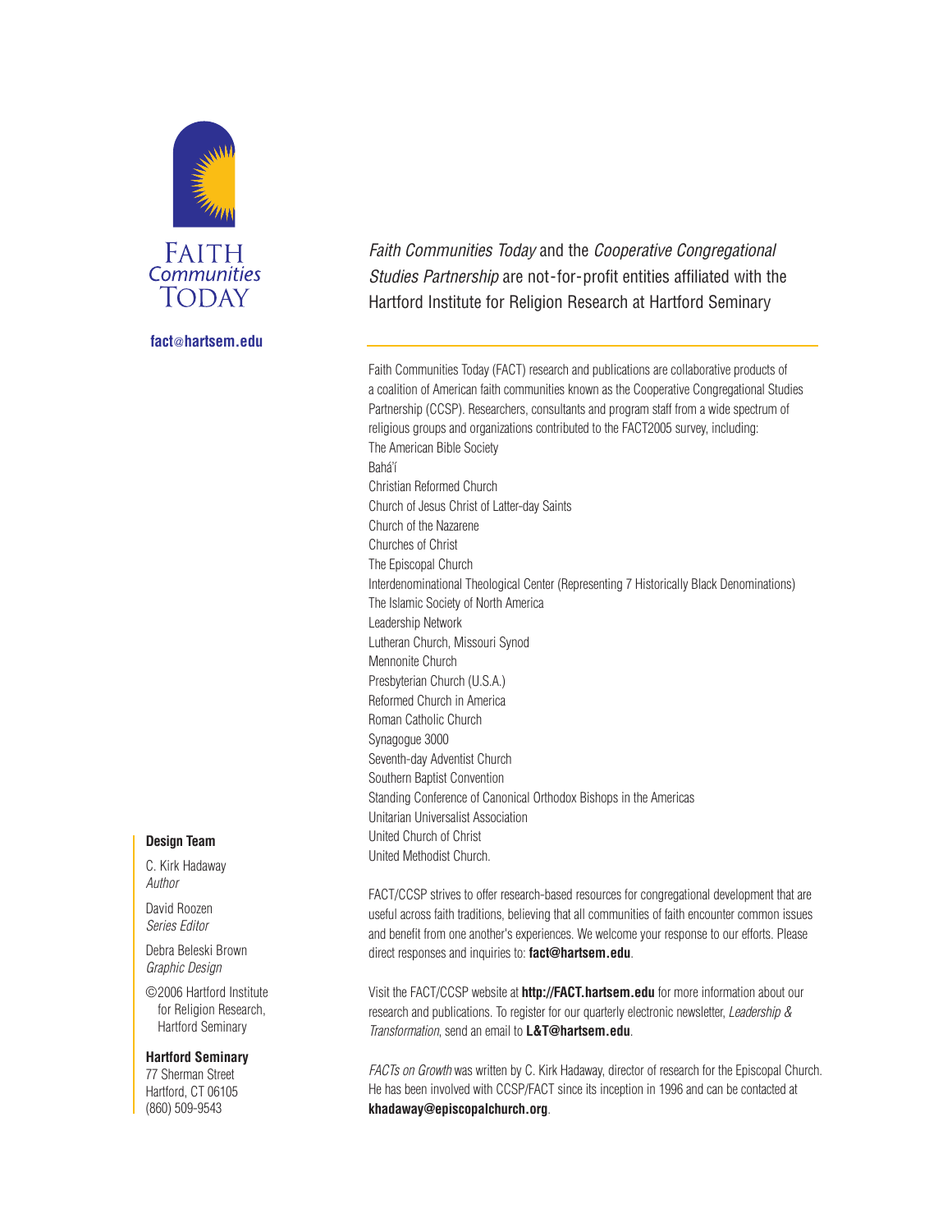FAITH
Communities
TODAY

**fact@hartsem.edu**

*Faith Communities Today* and the *Cooperative Congregational Studies Partnership* are not-for-profit entities affiliated with the Hartford Institute for Religion Research at Hartford Seminary

Faith Communities Today (FACT) research and publications are collaborative products of a coalition of American faith communities known as the Cooperative Congregational Studies Partnership (CCSP). Researchers, consultants and program staff from a wide spectrum of religious groups and organizations contributed to the FACT2005 survey, including:

The American Bible Society
Bahá'í
Christian Reformed Church
Church of Jesus Christ of Latter-day Saints
Church of the Nazarene
Churches of Christ
The Episcopal Church
Interdenominational Theological Center (Representing 7 Historically Black Denominations)
The Islamic Society of North America
Leadership Network
Lutheran Church, Missouri Synod
Mennonite Church
Presbyterian Church (U.S.A.)
Reformed Church in America
Roman Catholic Church
Synagogue 3000
Seventh-day Adventist Church
Southern Baptist Convention
Standing Conference of Canonical Orthodox Bishops in the Americas
Unitarian Universalist Association
United Church of Christ
United Methodist Church.

FACT/CCSP strives to offer research-based resources for congregational development that are useful across faith traditions, believing that all communities of faith encounter common issues and benefit from one another's experiences. We welcome your response to our efforts. Please direct responses and inquiries to: **fact@hartsem.edu**.

Visit the FACT/CCSP website at **http://FACT.hartsem.edu** for more information about our research and publications. To register for our quarterly electronic newsletter, *Leadership & Transformation*, send an email to **L&T@hartsem.edu**.

*FACTs on Growth* was written by C. Kirk Hadaway, director of research for the Episcopal Church. He has been involved with CCSP/FACT since its inception in 1996 and can be contacted at **khadaway@episcopalchurch.org**.

**Design Team**

C. Kirk Hadaway
*Author*

David Roozen
*Series Editor*

Debra Beleski Brown
*Graphic Design*

©2006 Hartford Institute for Religion Research, Hartford Seminary

**Hartford Seminary**
77 Sherman Street
Hartford, CT 06105
(860) 509-9543